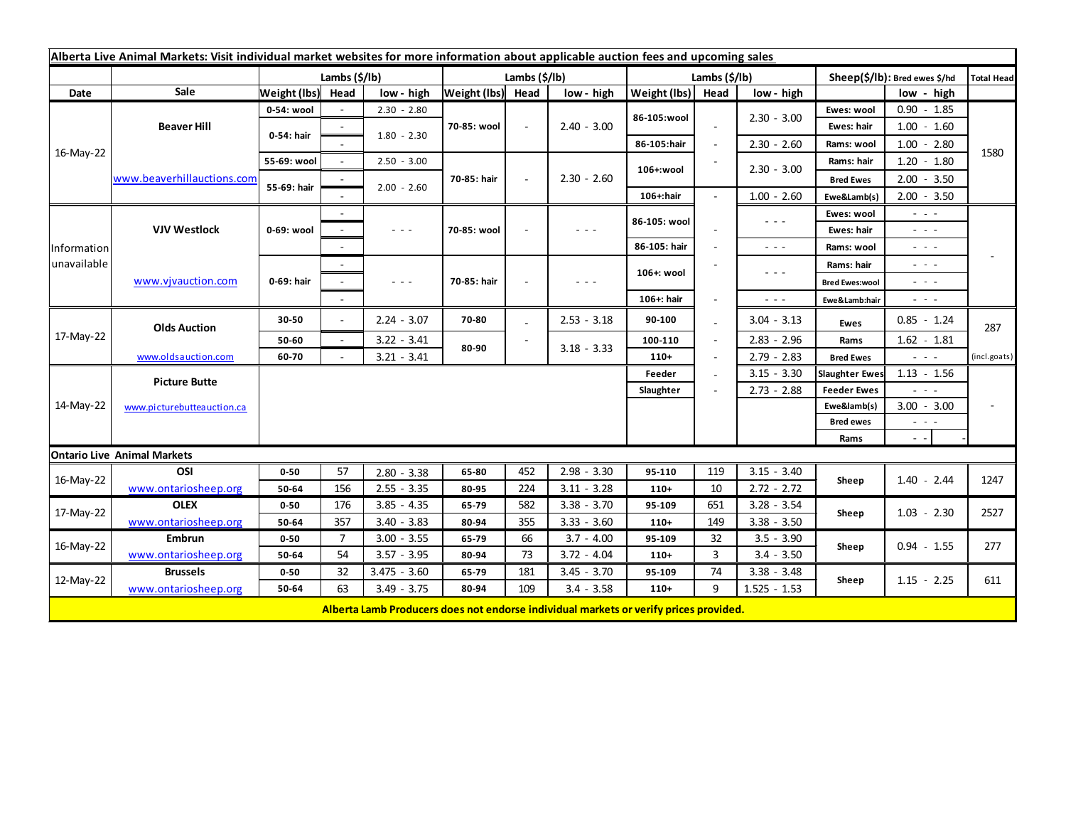**Alberta Live Animal Markets: Visit individual market websites for more information about applicable auction fees and upcoming sales**

| Date | Sale | Lambs ($/lb) | | | Lambs ($/lb) | | | Lambs ($/lb) | | | Sheep($/lb): Bred ewes $/hd | | Total Head |
|---|---|---|---|---|---|---|---|---|---|---|---|---|---|
| | | Weight (lbs) | Head | low - high | Weight (lbs) | Head | low - high | Weight (lbs) | Head | low - high | | low - high | |
| 16-May-22 | Beaver Hill www.beaverhillauctions.com | 0-54: wool | - | 2.30 - 2.80 | 70-85: wool | - | 2.40 - 3.00 | 86-105:wool | - | 2.30 - 3.00 | Ewes: wool | 0.90 - 1.85 | 1580 |
| | | 0-54: hair | - | 1.80 - 2.30 | | | | | | | Ewes: hair | 1.00 - 1.60 | |
| | | | - | | | | | 86-105:hair | - | 2.30 - 2.60 | Rams: wool | 1.00 - 2.80 | |
| | | 55-69: wool | - | 2.50 - 3.00 | 70-85: hair | - | 2.30 - 2.60 | 106+:wool | - | 2.30 - 3.00 | Rams: hair | 1.20 - 1.80 | |
| | | 55-69: hair | - | 2.00 - 2.60 | | | | | | | Bred Ewes | 2.00 - 3.50 | |
| | | | - | | | | | 106+:hair | - | 1.00 - 2.60 | Ewe&Lamb(s) | 2.00 - 3.50 | |
| Information unavailable | VJV Westlock www.vjvauction.com | 0-69: wool | - | - - - | 70-85: wool | - | - - - | 86-105: wool | - | - - - | Ewes: wool | - - - | - |
| | | | - | | | | | | | | Ewes: hair | - - - | |
| | | | - | | | | | 86-105: hair | - | - - - | Rams: wool | - - - | |
| | | 0-69: hair | - | - - - | 70-85: hair | - | - - - | 106+: wool | - | - - - | Rams: hair | - - - | |
| | | | - | | | | | | | | Bred Ewes:wool | - - - | |
| | | | - | | | | | 106+: hair | - | - - - | Ewe&Lamb:hair | - - - | |
| 17-May-22 | Olds Auction www.oldsauction.com | 30-50 | - | 2.24 - 3.07 | 70-80 | - | 2.53 - 3.18 | 90-100 | - | 3.04 - 3.13 | Ewes | 0.85 - 1.24 | 287 (incl.goats) |
| | | 50-60 | - | 3.22 - 3.41 | 80-90 | - | 3.18 - 3.33 | 100-110 | - | 2.83 - 2.96 | Rams | 1.62 - 1.81 | |
| | | 60-70 | - | 3.21 - 3.41 | | | | 110+ | - | 2.79 - 2.83 | Bred Ewes | - - - | |
| 14-May-22 | Picture Butte www.picturebutteauction.ca | | | | | | | Feeder | - | 3.15 - 3.30 | Slaughter Ewes | 1.13 - 1.56 | - |
| | | | | | | | | Slaughter | - | 2.73 - 2.88 | Feeder Ewes | - - - | |
| | | | | | | | | | | | Ewe&lamb(s) | 3.00 - 3.00 | |
| | | | | | | | | | | | Bred ewes | - - - | |
| | | | | | | | | | | | Rams | - - - | |
| **Ontario Live Animal Markets** | | | | | | | | | | | | | |
| 16-May-22 | OSI www.ontariosheep.org | 0-50 | 57 | 2.80 - 3.38 | 65-80 | 452 | 2.98 - 3.30 | 95-110 | 119 | 3.15 - 3.40 | Sheep | 1.40 - 2.44 | 1247 |
| | | 50-64 | 156 | 2.55 - 3.35 | 80-95 | 224 | 3.11 - 3.28 | 110+ | 10 | 2.72 - 2.72 | | | |
| 17-May-22 | OLEX www.ontariosheep.org | 0-50 | 176 | 3.85 - 4.35 | 65-79 | 582 | 3.38 - 3.70 | 95-109 | 651 | 3.28 - 3.54 | Sheep | 1.03 - 2.30 | 2527 |
| | | 50-64 | 357 | 3.40 - 3.83 | 80-94 | 355 | 3.33 - 3.60 | 110+ | 149 | 3.38 - 3.50 | | | |
| 16-May-22 | Embrun www.ontariosheep.org | 0-50 | 7 | 3.00 - 3.55 | 65-79 | 66 | 3.7 - 4.00 | 95-109 | 32 | 3.5 - 3.90 | Sheep | 0.94 - 1.55 | 277 |
| | | 50-64 | 54 | 3.57 - 3.95 | 80-94 | 73 | 3.72 - 4.04 | 110+ | 3 | 3.4 - 3.50 | | | |
| 12-May-22 | Brussels www.ontariosheep.org | 0-50 | 32 | 3.475 - 3.60 | 65-79 | 181 | 3.45 - 3.70 | 95-109 | 74 | 3.38 - 3.48 | Sheep | 1.15 - 2.25 | 611 |
| | | 50-64 | 63 | 3.49 - 3.75 | 80-94 | 109 | 3.4 - 3.58 | 110+ | 9 | 1.525 - 1.53 | | | |

**Alberta Lamb Producers does not endorse individual markets or verify prices provided.**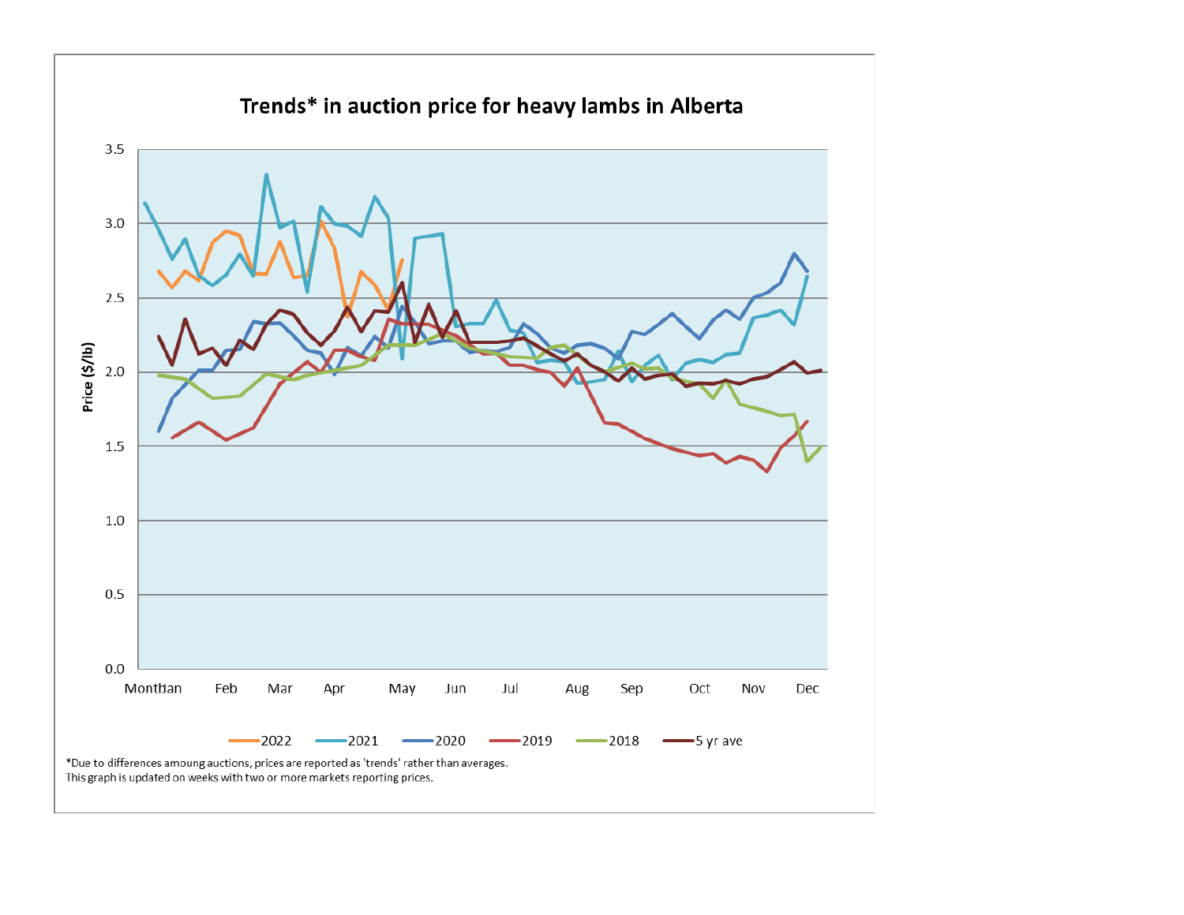## Trends* in auction price for heavy lambs in Alberta

Price ($/lb)

3.5
3.0
2.5
2.0
1.5
1.0
0.5
0.0

Month Jan Feb Mar Apr May Jun Jul Aug Sep Oct Nov Dec

2022 2021 2020 2019 2018 5 yr ave

*Due to differences amoung auctions, prices are reported as 'trends' rather than averages.
This graph is updated on weeks with two or more markets reporting prices.